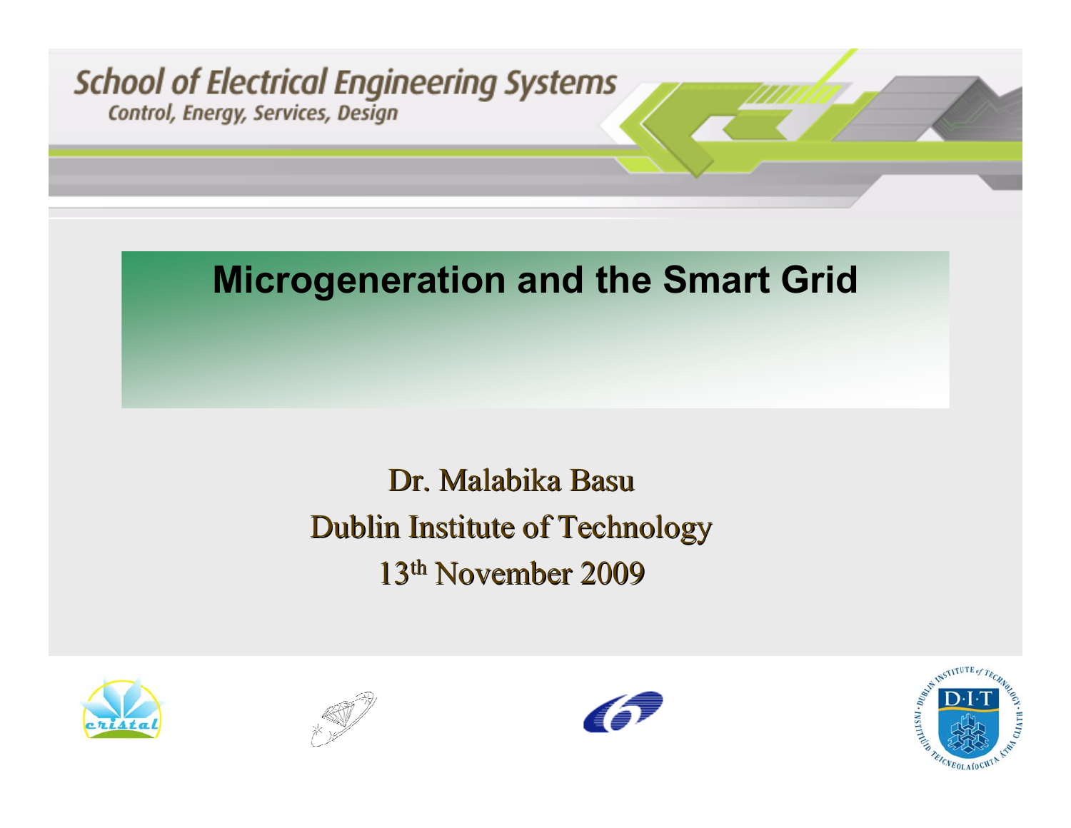School of Electrical Engineering Systems

Control, Energy, Services, Design

# Microgeneration and the Smart Grid

Dr. Malabika Basu

Dublin Institute of Technology

13th November 2009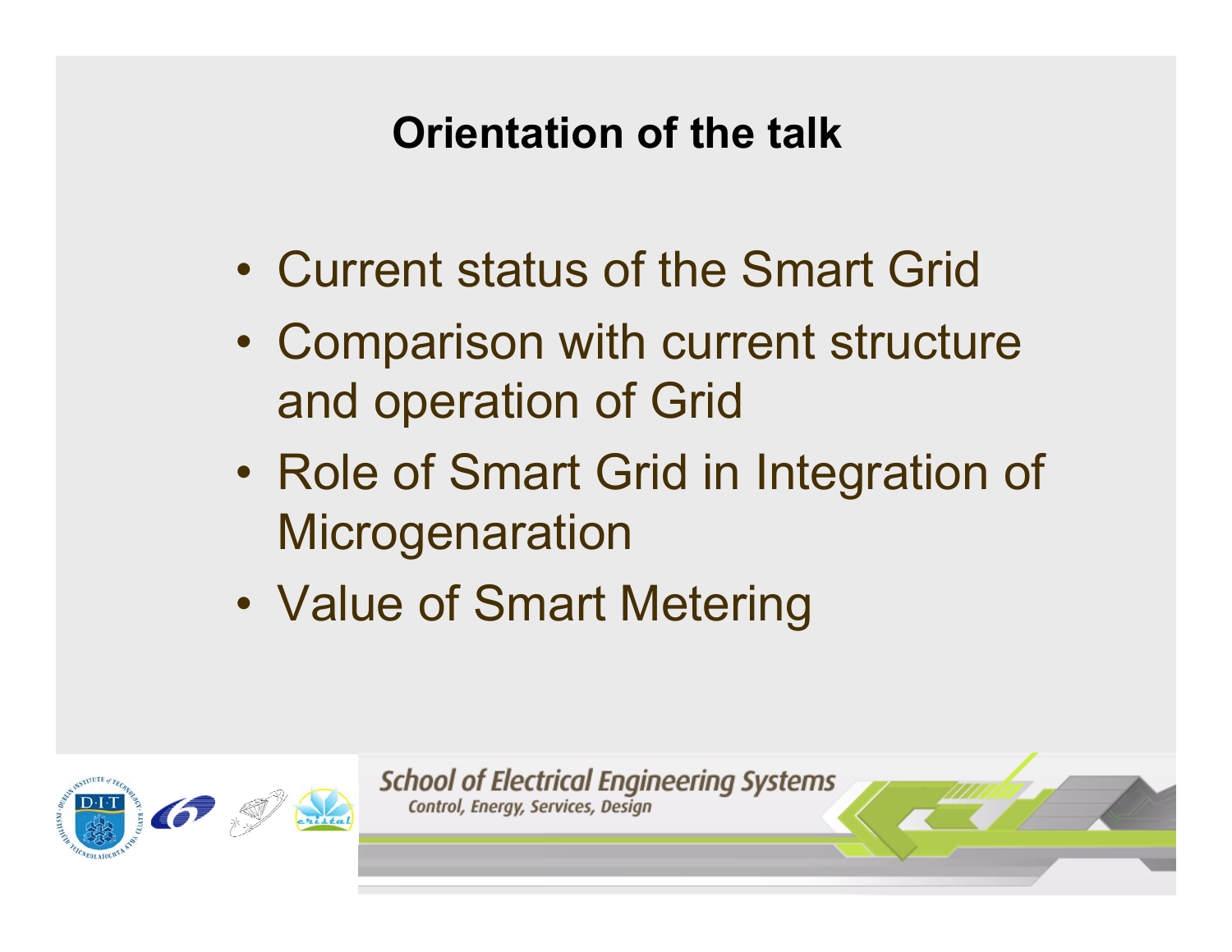# Orientation of the talk

- Current status of the Smart Grid
- Comparison with current structure and operation of Grid
- Role of Smart Grid in Integration of Microgenaration
- Value of Smart Metering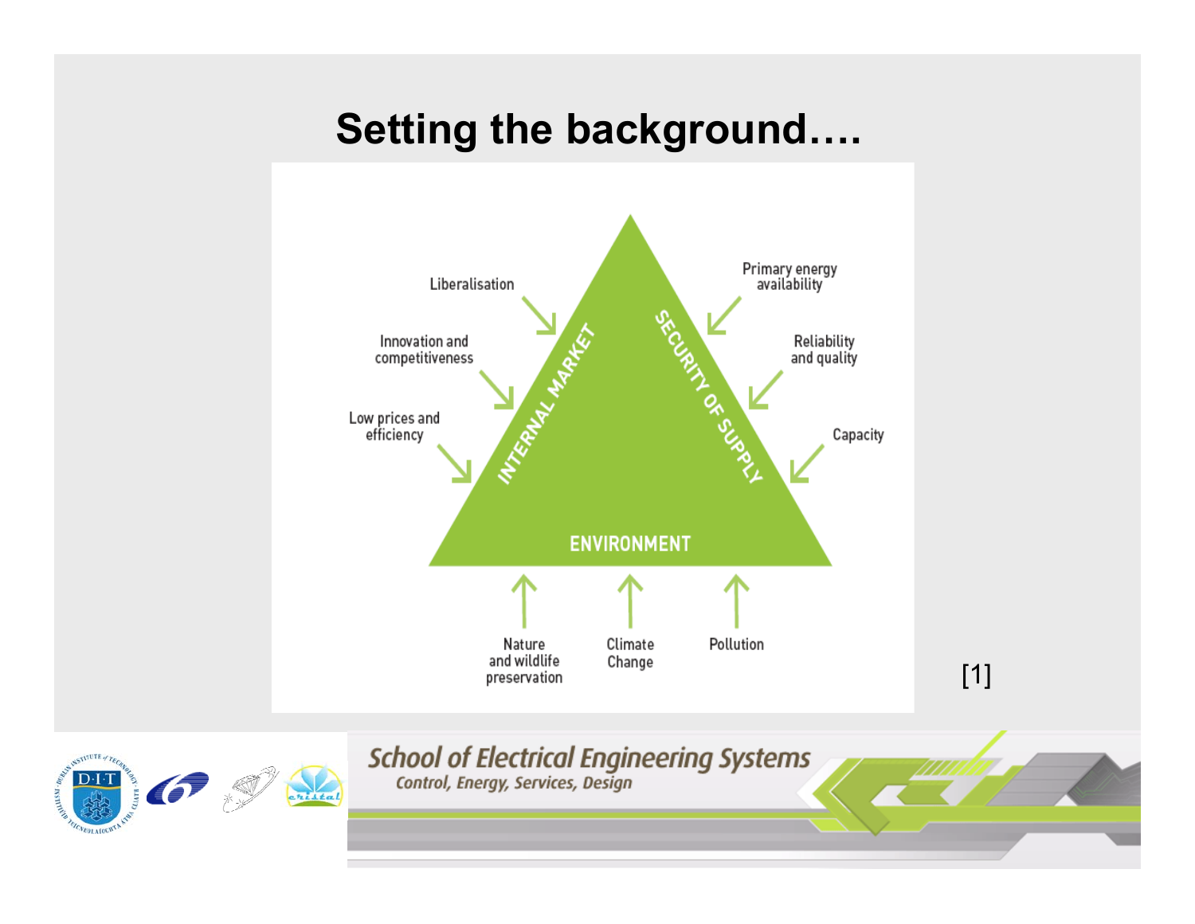# Setting the background….

Liberalisation

Innovation and competitiveness

Low prices and efficiency

INTERNAL MARKET

SECURITY OF SUPPLY

Primary energy availability

Reliability and quality

Capacity

ENVIRONMENT

Nature and wildlife preservation

Climate Change

Pollution

[1]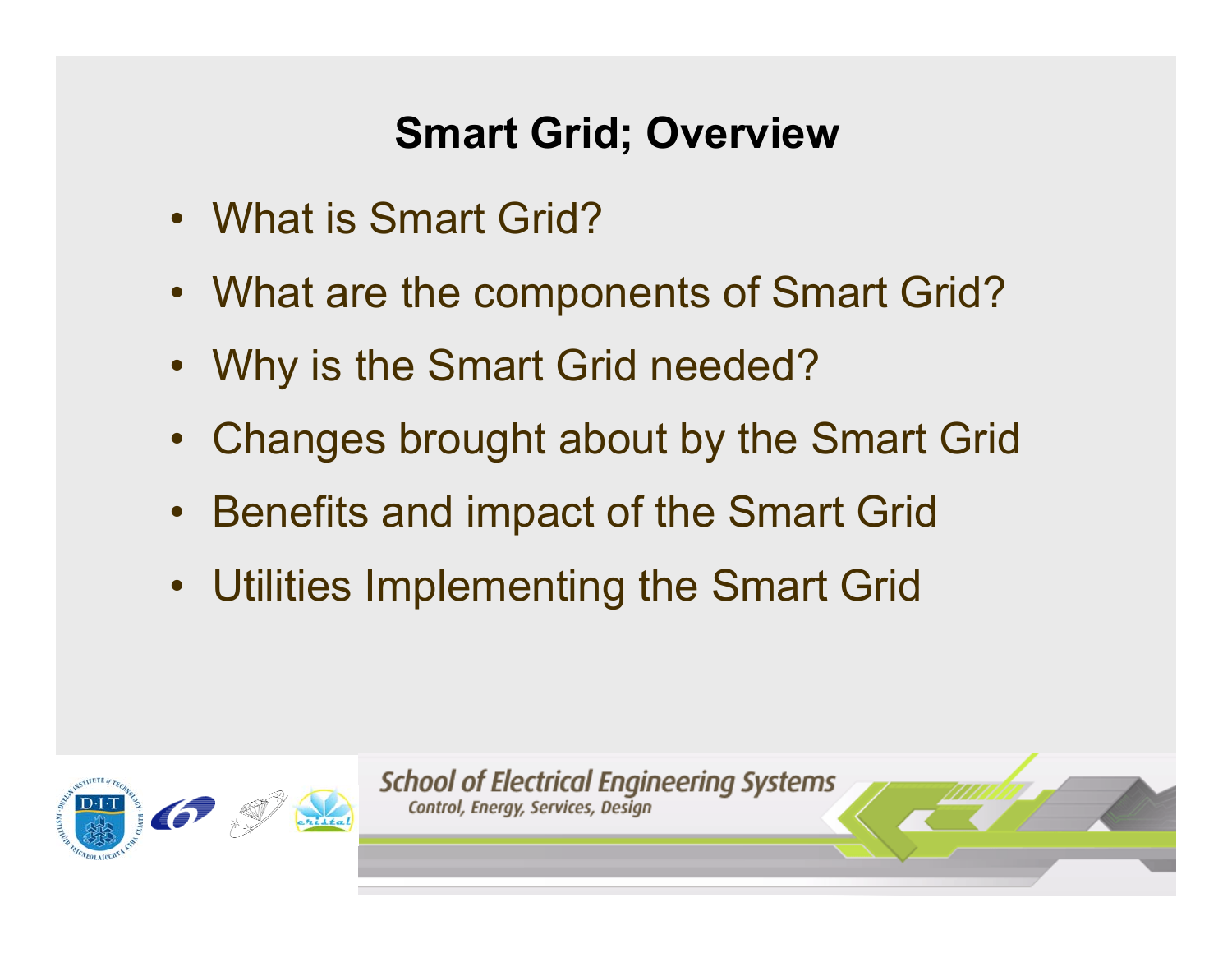# Smart Grid; Overview

- What is Smart Grid?
- What are the components of Smart Grid?
- Why is the Smart Grid needed?
- Changes brought about by the Smart Grid
- Benefits and impact of the Smart Grid
- Utilities Implementing the Smart Grid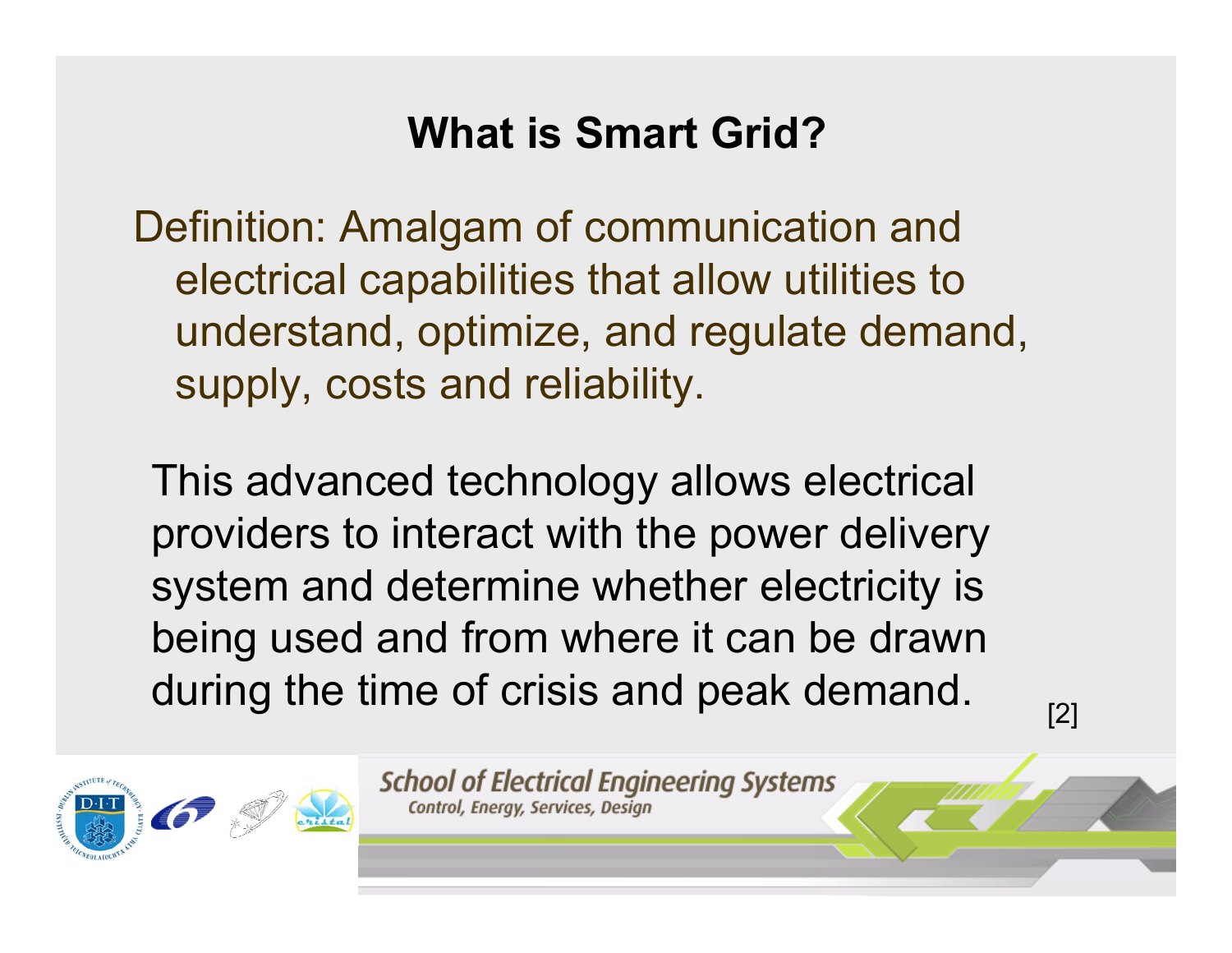# What is Smart Grid?

Definition: Amalgam of communication and electrical capabilities that allow utilities to understand, optimize, and regulate demand, supply, costs and reliability.

This advanced technology allows electrical providers to interact with the power delivery system and determine whether electricity is being used and from where it can be drawn during the time of crisis and peak demand. [2]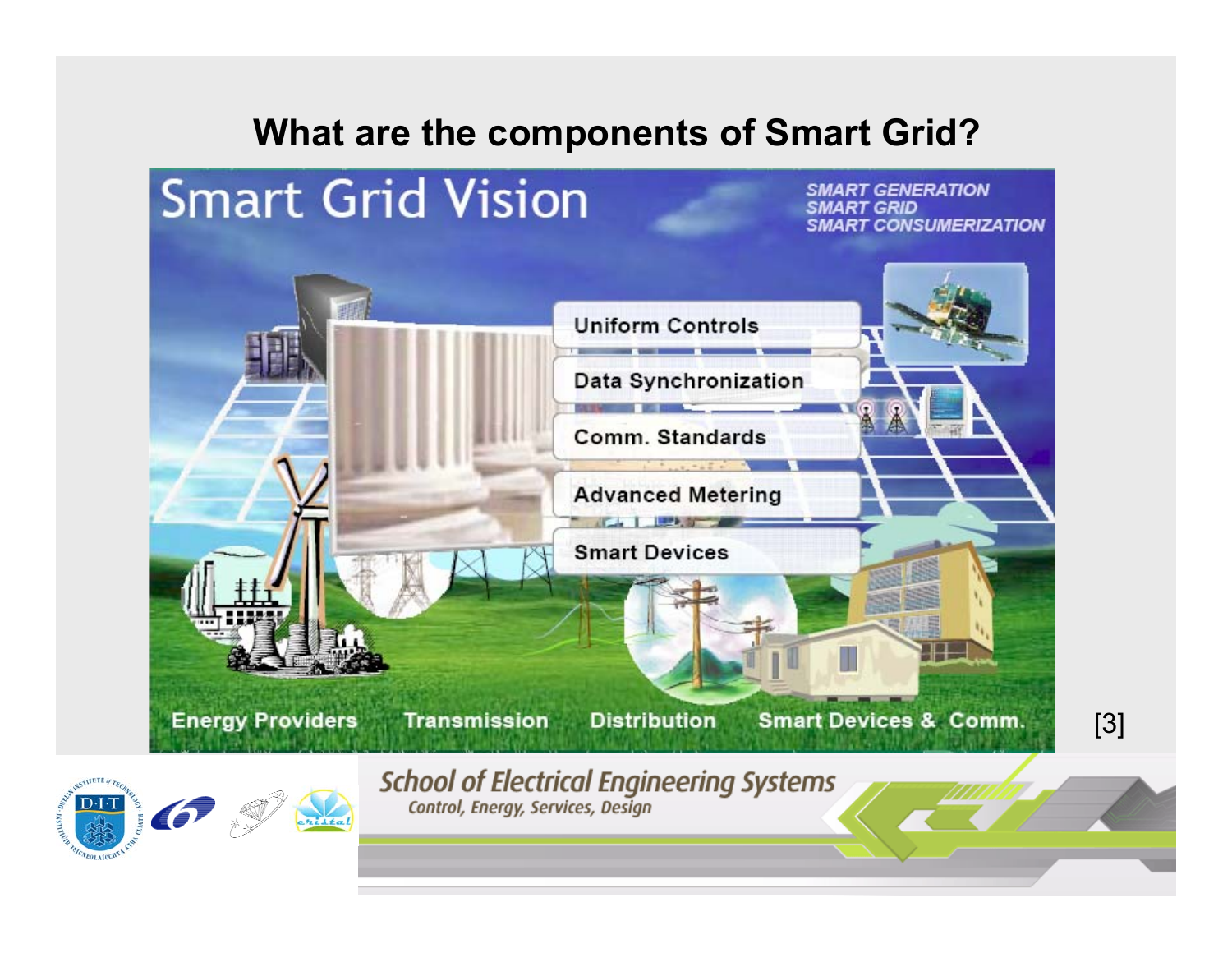# What are the components of Smart Grid?

Smart Grid Vision

SMART GENERATION
SMART GRID
SMART CONSUMERIZATION

- Uniform Controls
- Data Synchronization
- Comm. Standards
- Advanced Metering
- Smart Devices

Energy Providers | Transmission | Distribution | Smart Devices & Comm.

[3]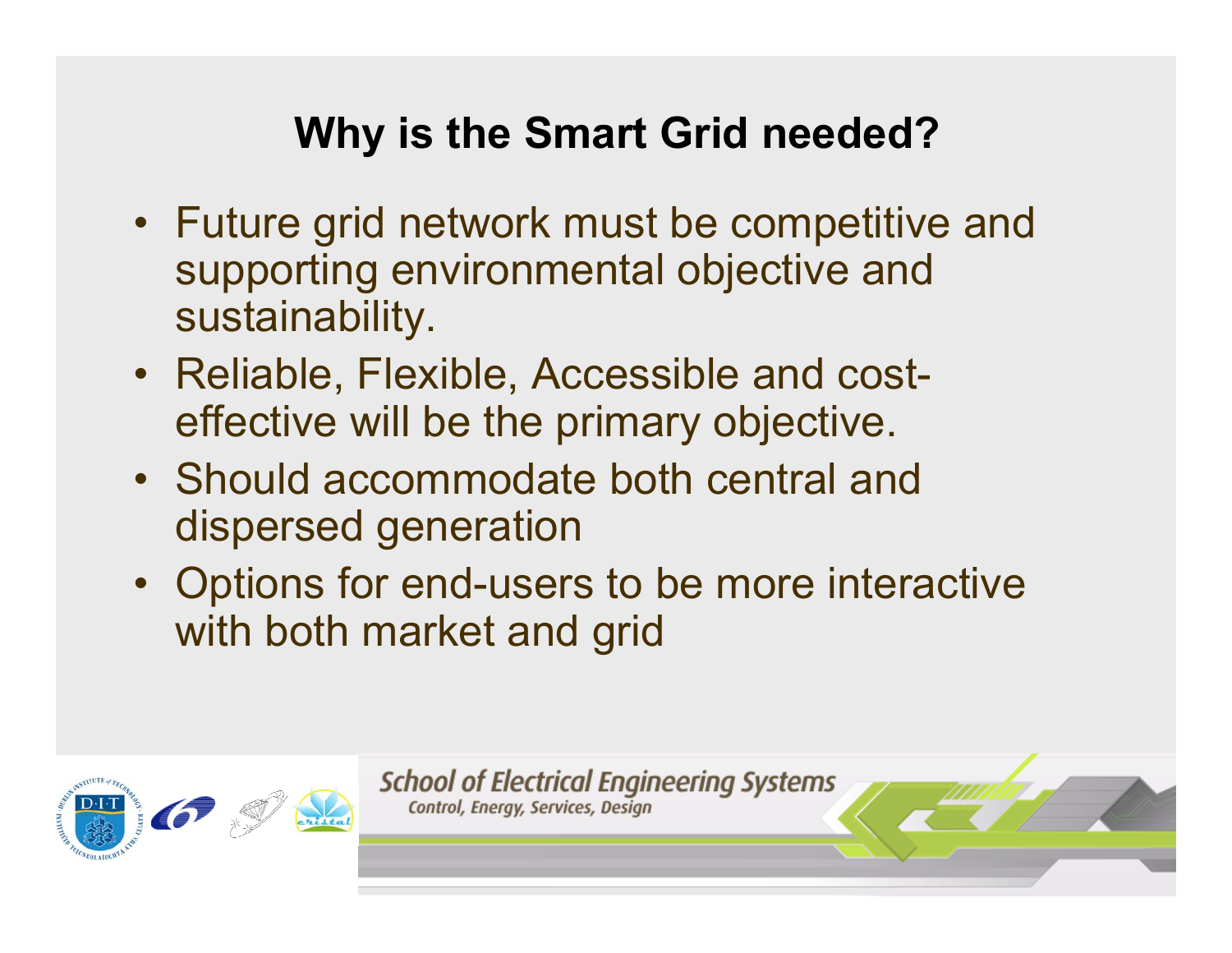## Why is the Smart Grid needed?

- Future grid network must be competitive and supporting environmental objective and sustainability.
- Reliable, Flexible, Accessible and cost-effective will be the primary objective.
- Should accommodate both central and dispersed generation
- Options for end-users to be more interactive with both market and grid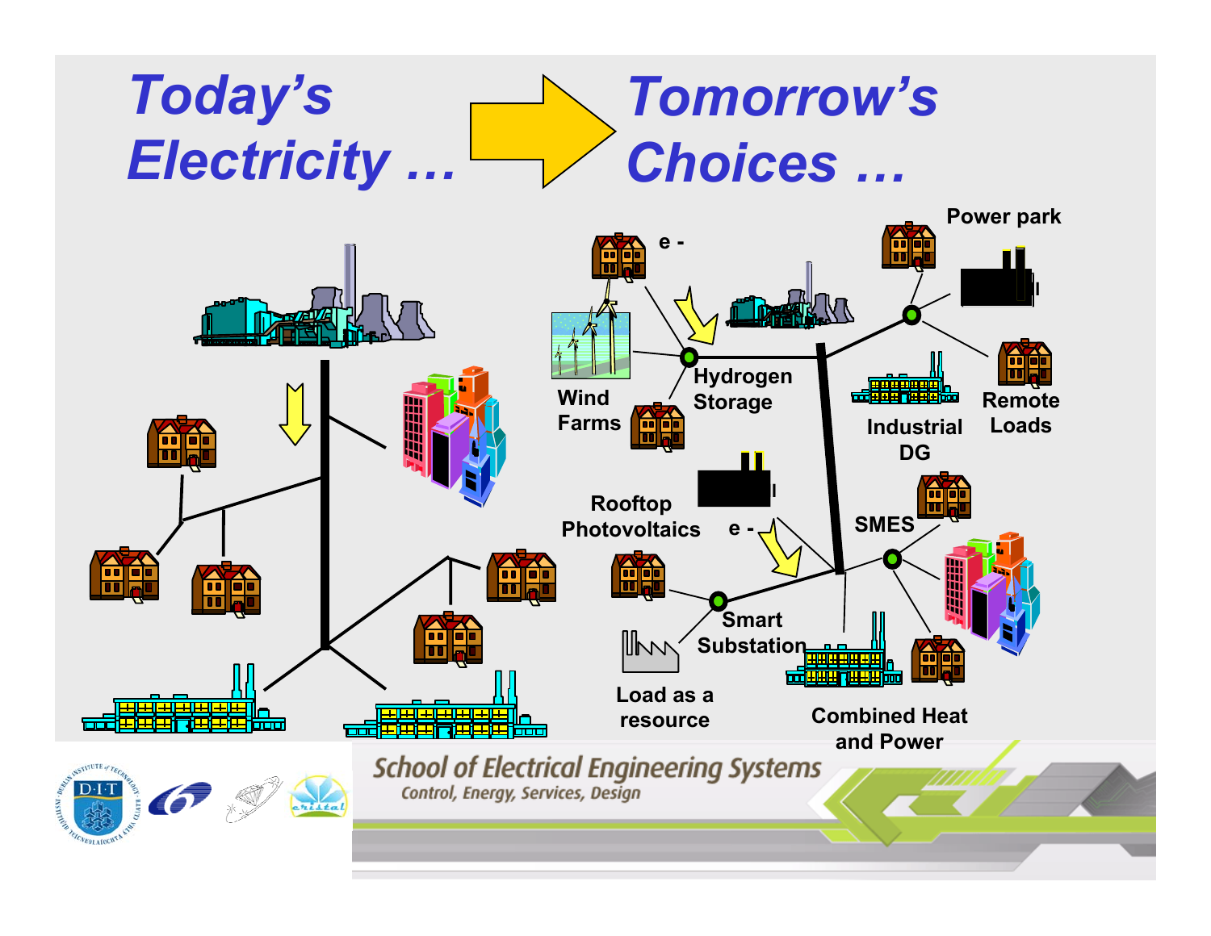# Today's Electricity … → Tomorrow's Choices …

e -

Power park

Wind Farms

Hydrogen Storage

Industrial DG

Remote Loads

Rooftop Photovoltaics

e -

SMES

Smart Substation

Load as a resource

Combined Heat and Power

School of Electrical Engineering Systems

Control, Energy, Services, Design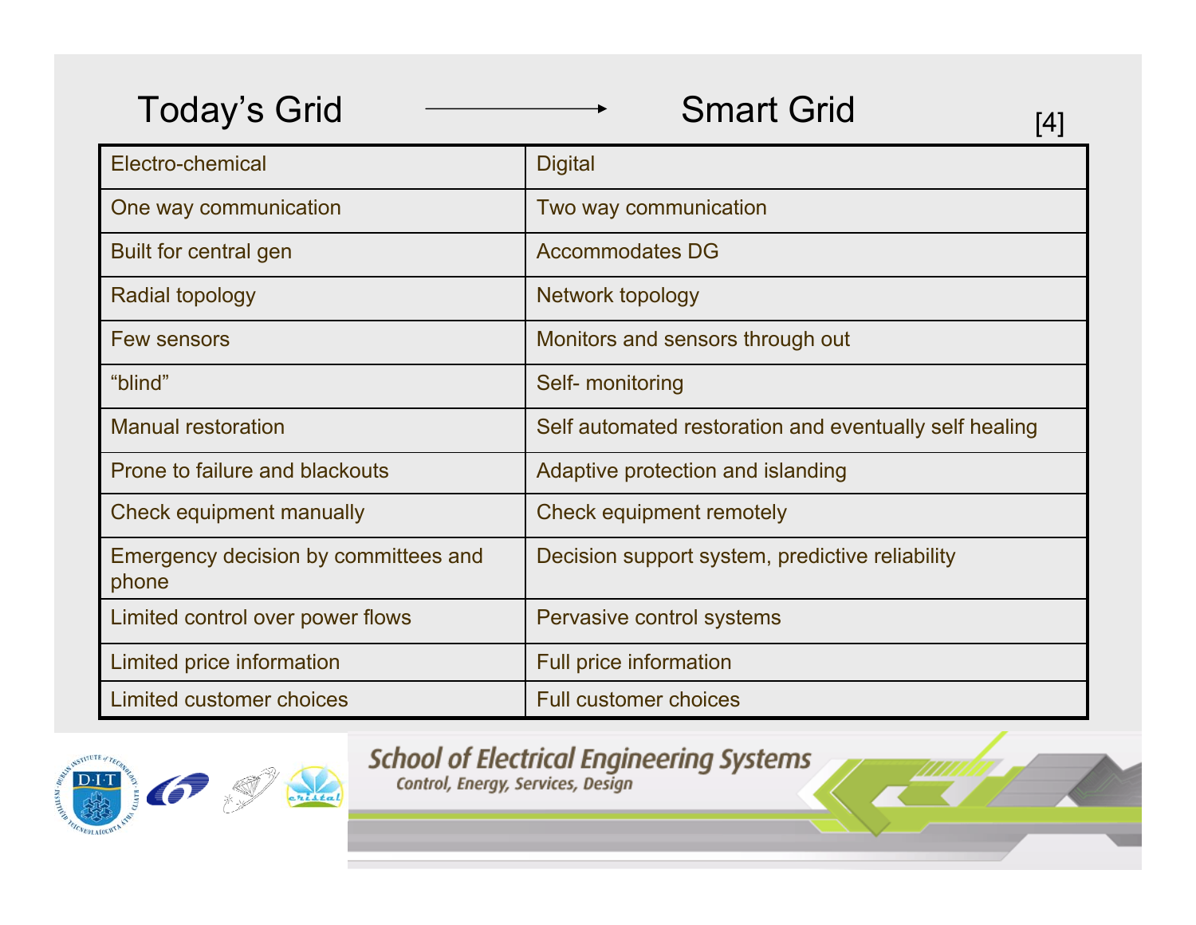| Today's Grid → | Smart Grid [4] |
|---|---|
| Electro-chemical | Digital |
| One way communication | Two way communication |
| Built for central gen | Accommodates DG |
| Radial topology | Network topology |
| Few sensors | Monitors and sensors through out |
| “blind” | Self- monitoring |
| Manual restoration | Self automated restoration and eventually self healing |
| Prone to failure and blackouts | Adaptive protection and islanding |
| Check equipment manually | Check equipment remotely |
| Emergency decision by committees and phone | Decision support system, predictive reliability |
| Limited control over power flows | Pervasive control systems |
| Limited price information | Full price information |
| Limited customer choices | Full customer choices |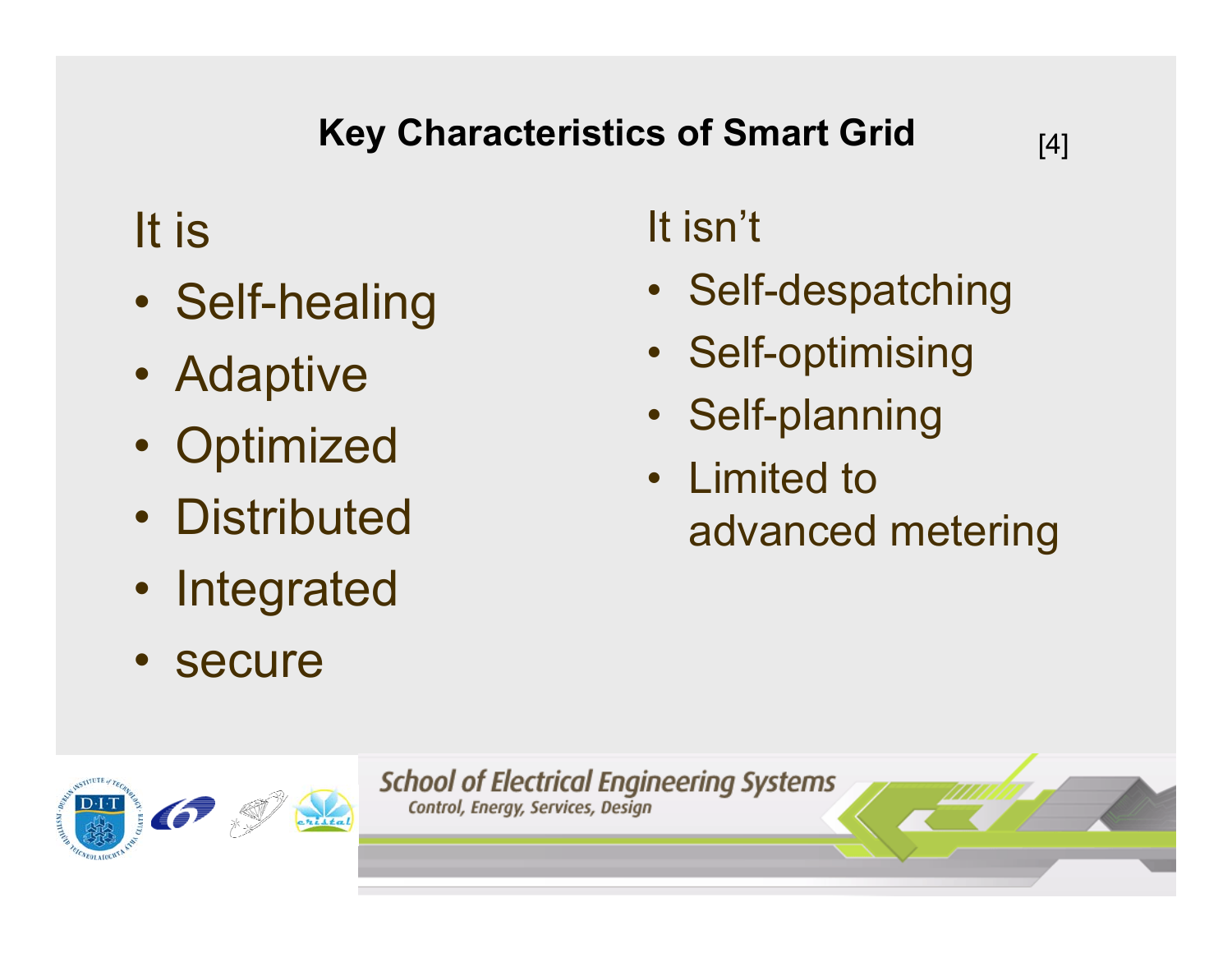## Key Characteristics of Smart Grid [4]

It is

- Self-healing
- Adaptive
- Optimized
- Distributed
- Integrated
- secure

It isn't

- Self-despatching
- Self-optimising
- Self-planning
- Limited to advanced metering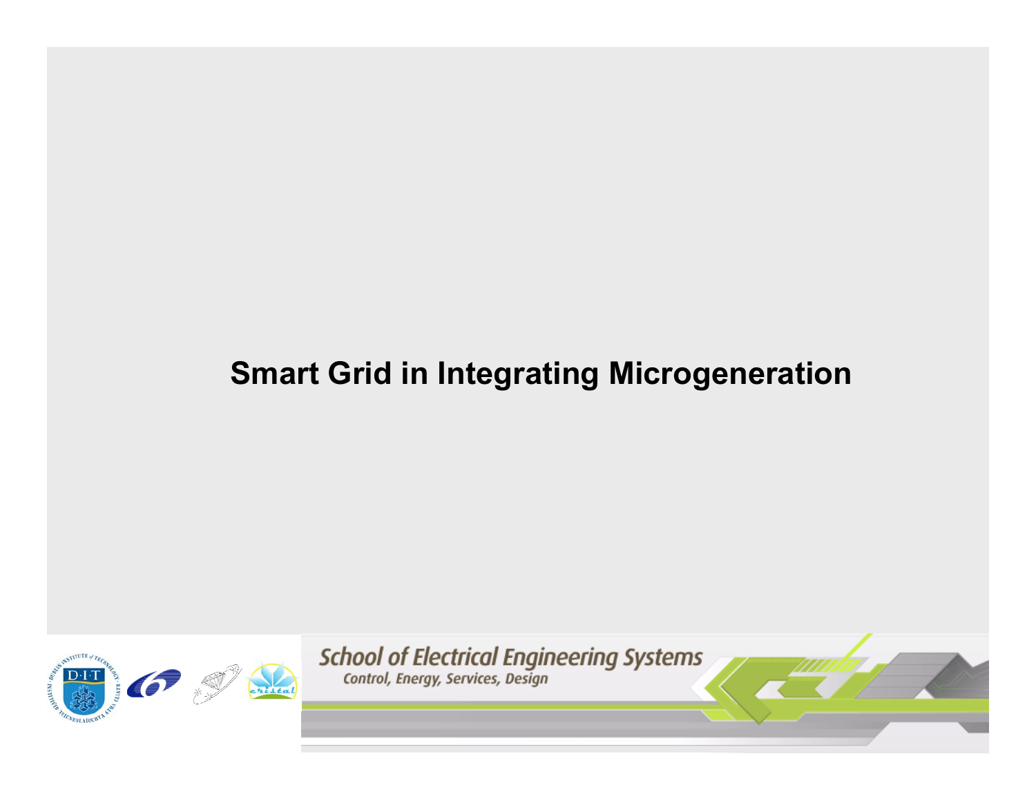# Smart Grid in Integrating Microgeneration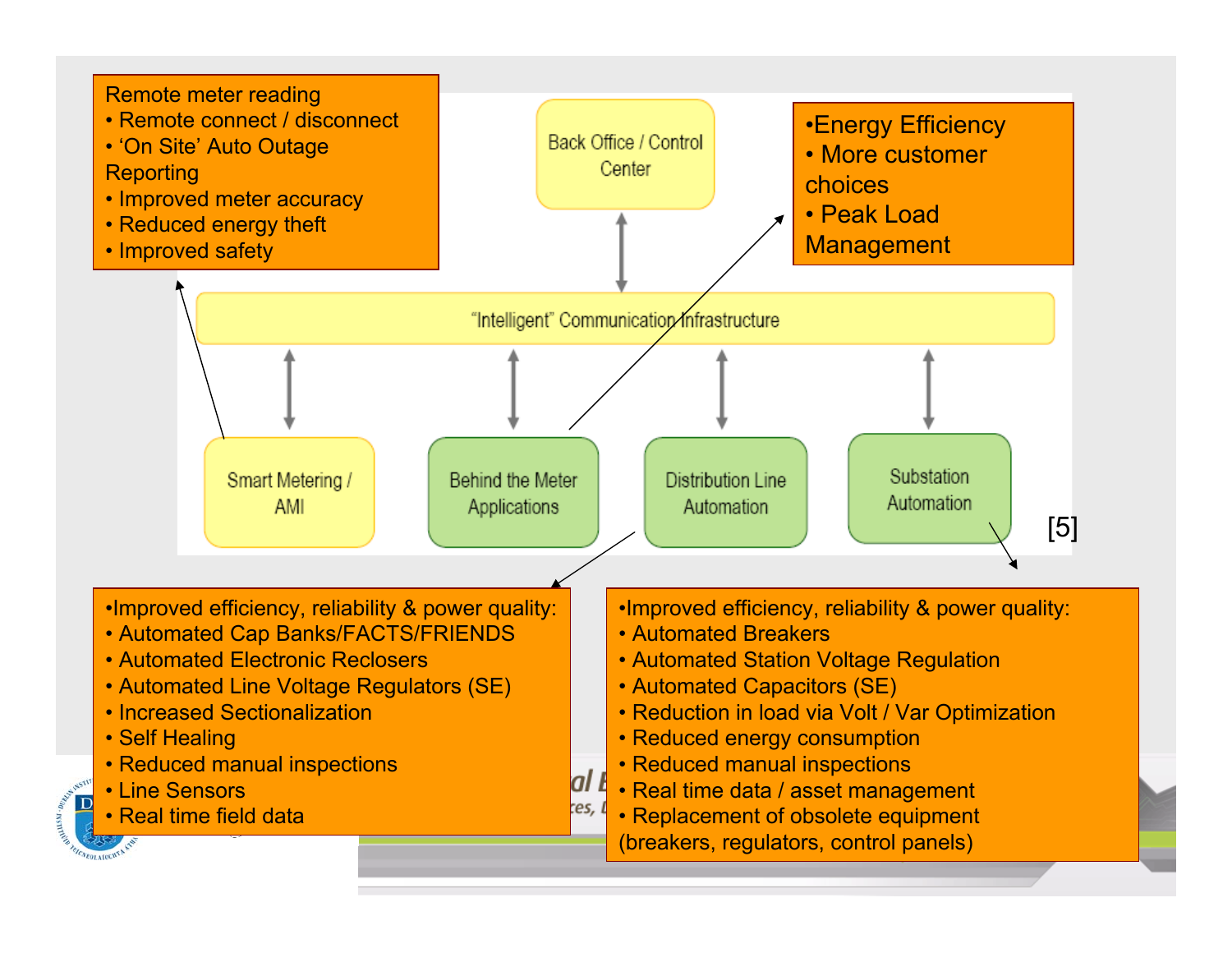Remote meter reading
- Remote connect / disconnect
- 'On Site' Auto Outage Reporting
- Improved meter accuracy
- Reduced energy theft
- Improved safety

Back Office / Control Center

- Energy Efficiency
- More customer choices
- Peak Load Management

"Intelligent" Communication Infrastructure

Smart Metering / AMI

Behind the Meter Applications

Distribution Line Automation

Substation Automation

[5]

- Improved efficiency, reliability & power quality:
- Automated Cap Banks/FACTS/FRIENDS
- Automated Electronic Reclosers
- Automated Line Voltage Regulators (SE)
- Increased Sectionalization
- Self Healing
- Reduced manual inspections
- Line Sensors
- Real time field data

- Improved efficiency, reliability & power quality:
- Automated Breakers
- Automated Station Voltage Regulation
- Automated Capacitors (SE)
- Reduction in load via Volt / Var Optimization
- Reduced energy consumption
- Reduced manual inspections
- Real time data / asset management
- Replacement of obsolete equipment (breakers, regulators, control panels)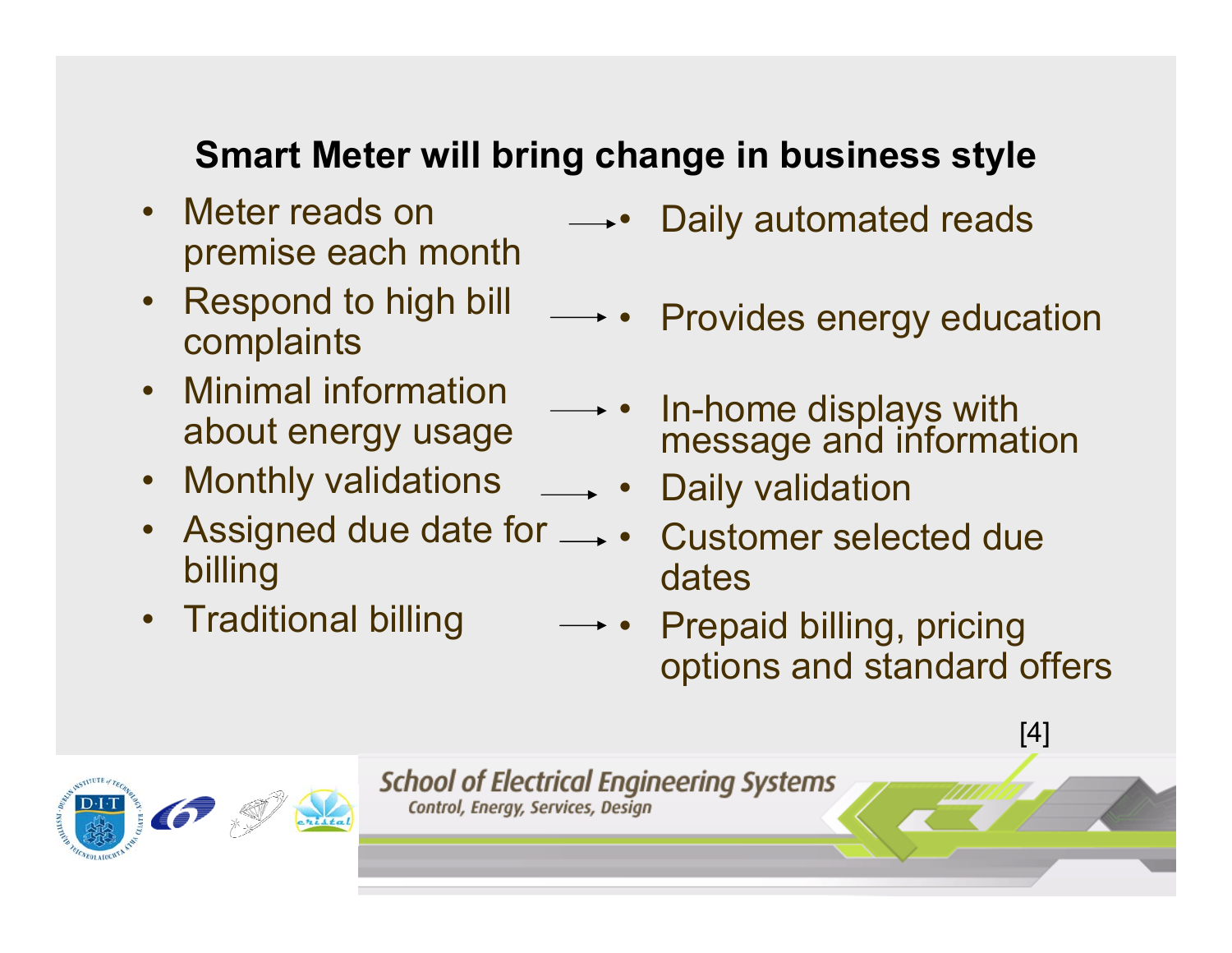## Smart Meter will bring change in business style

| | |
|---|---|
| Meter reads on premise each month | → Daily automated reads |
| Respond to high bill complaints | → Provides energy education |
| Minimal information about energy usage | → In-home displays with message and information |
| Monthly validations | → Daily validation |
| Assigned due date for billing | → Customer selected due dates |
| Traditional billing | → Prepaid billing, pricing options and standard offers |

[4]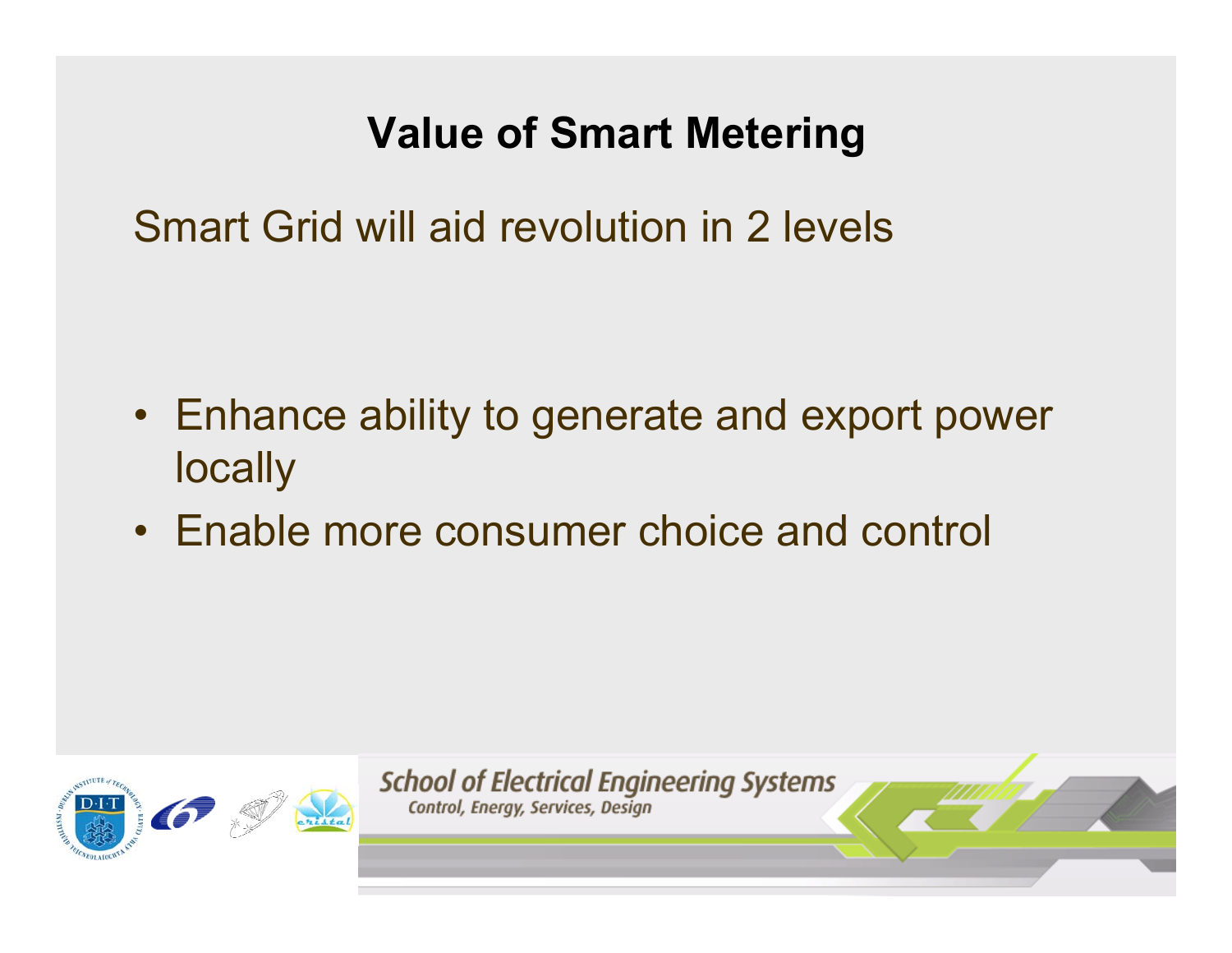# Value of Smart Metering

Smart Grid will aid revolution in 2 levels

- Enhance ability to generate and export power locally
- Enable more consumer choice and control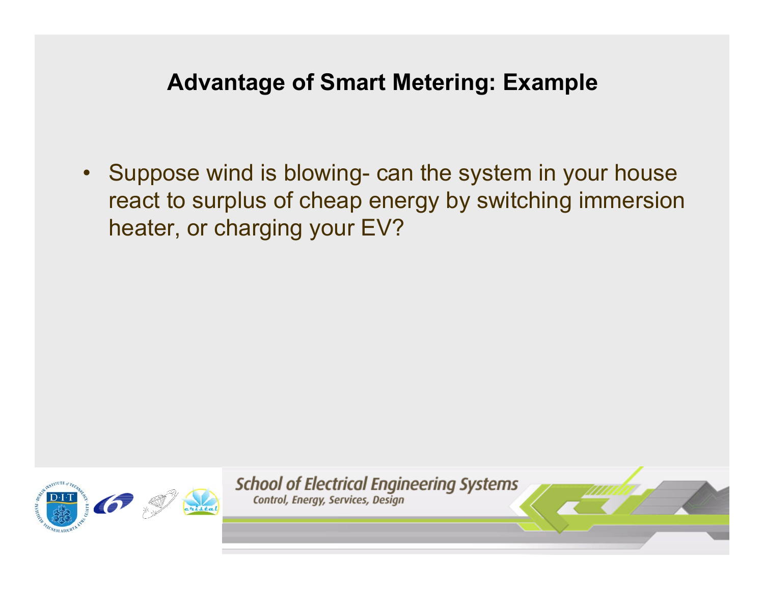## Advantage of Smart Metering: Example

- Suppose wind is blowing- can the system in your house react to surplus of cheap energy by switching immersion heater, or charging your EV?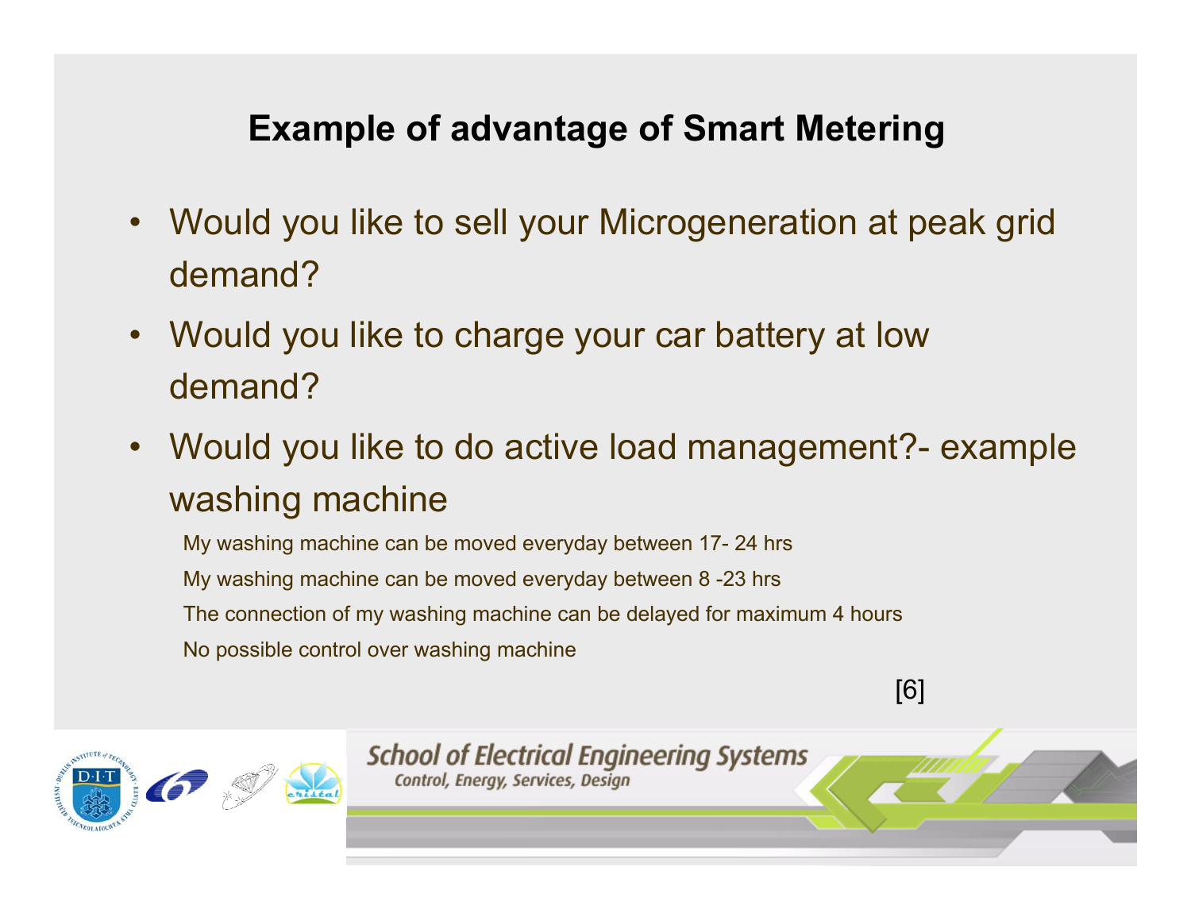## Example of advantage of Smart Metering

- Would you like to sell your Microgeneration at peak grid demand?
- Would you like to charge your car battery at low demand?
- Would you like to do active load management?- example washing machine

  My washing machine can be moved everyday between 17- 24 hrs

  My washing machine can be moved everyday between 8 -23 hrs

  The connection of my washing machine can be delayed for maximum 4 hours

  No possible control over washing machine

[6]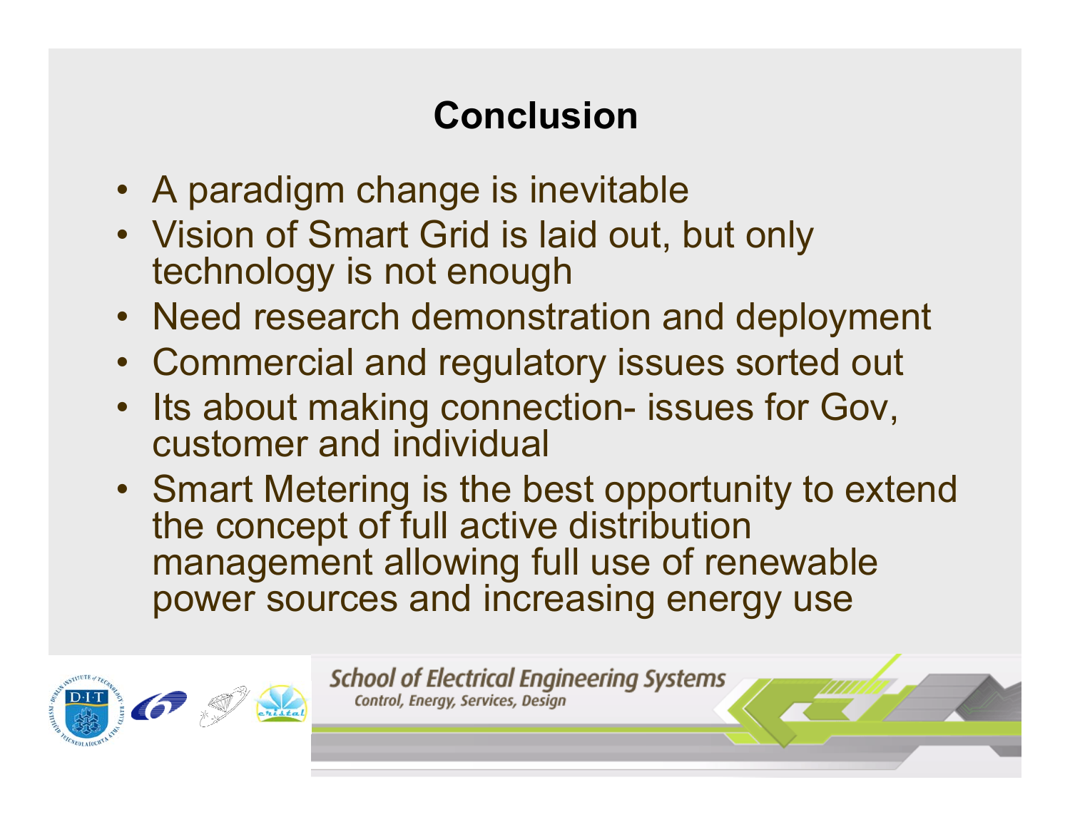# Conclusion

- A paradigm change is inevitable
- Vision of Smart Grid is laid out, but only technology is not enough
- Need research demonstration and deployment
- Commercial and regulatory issues sorted out
- Its about making connection- issues for Gov, customer and individual
- Smart Metering is the best opportunity to extend the concept of full active distribution management allowing full use of renewable power sources and increasing energy use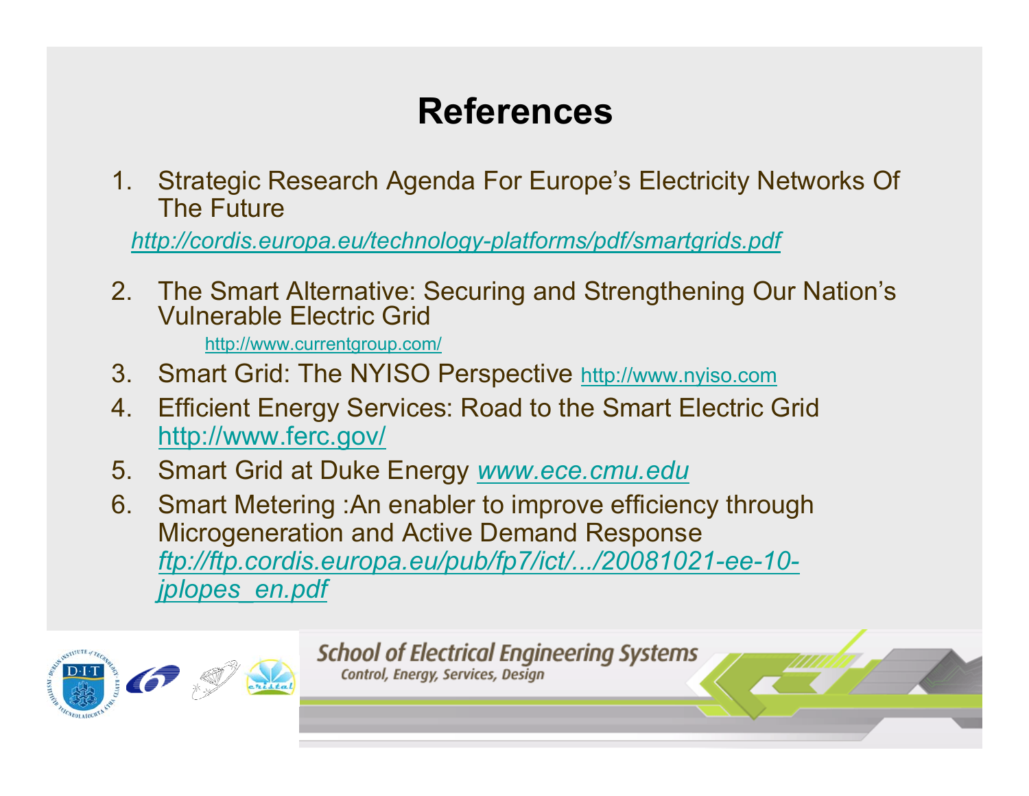# References

1. Strategic Research Agenda For Europe's Electricity Networks Of The Future

   *http://cordis.europa.eu/technology-platforms/pdf/smartgrids.pdf*

2. The Smart Alternative: Securing and Strengthening Our Nation's Vulnerable Electric Grid

   http://www.currentgroup.com/

3. Smart Grid: The NYISO Perspective http://www.nyiso.com
4. Efficient Energy Services: Road to the Smart Electric Grid http://www.ferc.gov/
5. Smart Grid at Duke Energy *www.ece.cmu.edu*
6. Smart Metering :An enabler to improve efficiency through Microgeneration and Active Demand Response *ftp://ftp.cordis.europa.eu/pub/fp7/ict/.../20081021-ee-10-jplopes_en.pdf*